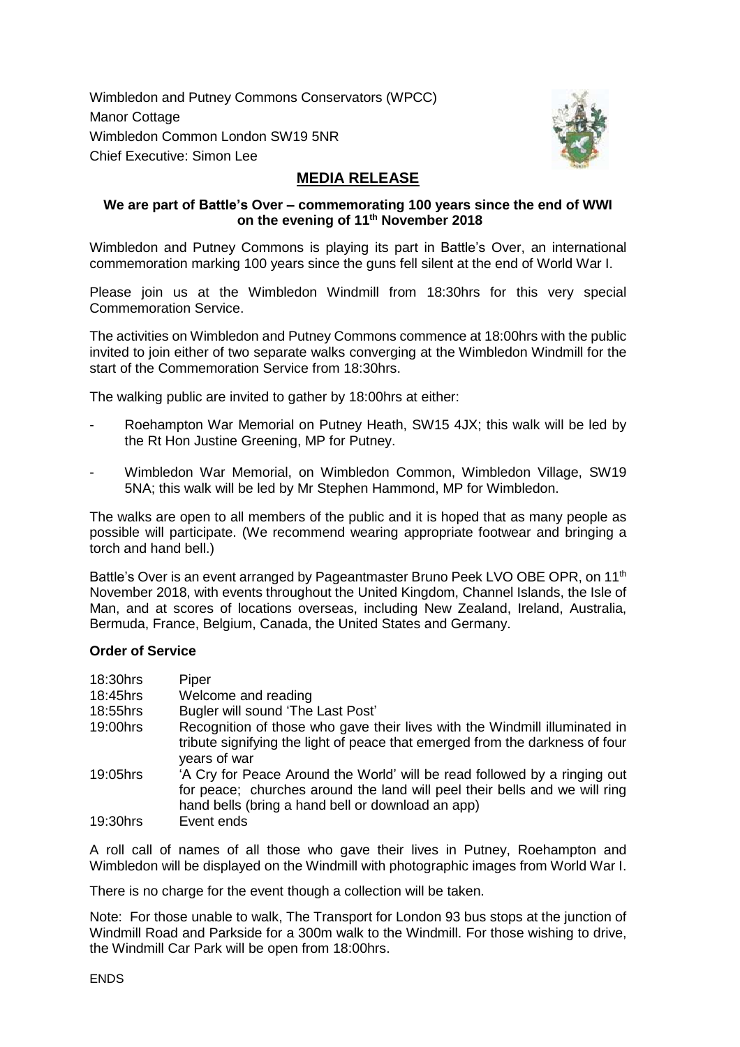Wimbledon and Putney Commons Conservators (WPCC)
Manor Cottage
Wimbledon Common London SW19 5NR
Chief Executive: Simon Lee

# MEDIA RELEASE

**We are part of Battle's Over – commemorating 100 years since the end of WWI on the evening of 11th November 2018**

Wimbledon and Putney Commons is playing its part in Battle's Over, an international commemoration marking 100 years since the guns fell silent at the end of World War I.

Please join us at the Wimbledon Windmill from 18:30hrs for this very special Commemoration Service.

The activities on Wimbledon and Putney Commons commence at 18:00hrs with the public invited to join either of two separate walks converging at the Wimbledon Windmill for the start of the Commemoration Service from 18:30hrs.

The walking public are invited to gather by 18:00hrs at either:

- Roehampton War Memorial on Putney Heath, SW15 4JX; this walk will be led by the Rt Hon Justine Greening, MP for Putney.
- Wimbledon War Memorial, on Wimbledon Common, Wimbledon Village, SW19 5NA; this walk will be led by Mr Stephen Hammond, MP for Wimbledon.

The walks are open to all members of the public and it is hoped that as many people as possible will participate. (We recommend wearing appropriate footwear and bringing a torch and hand bell.)

Battle's Over is an event arranged by Pageantmaster Bruno Peek LVO OBE OPR, on 11th November 2018, with events throughout the United Kingdom, Channel Islands, the Isle of Man, and at scores of locations overseas, including New Zealand, Ireland, Australia, Bermuda, France, Belgium, Canada, the United States and Germany.

**Order of Service**

| | |
|---|---|
| 18:30hrs | Piper |
| 18:45hrs | Welcome and reading |
| 18:55hrs | Bugler will sound 'The Last Post' |
| 19:00hrs | Recognition of those who gave their lives with the Windmill illuminated in tribute signifying the light of peace that emerged from the darkness of four years of war |
| 19:05hrs | 'A Cry for Peace Around the World' will be read followed by a ringing out for peace; churches around the land will peel their bells and we will ring hand bells (bring a hand bell or download an app) |
| 19:30hrs | Event ends |

A roll call of names of all those who gave their lives in Putney, Roehampton and Wimbledon will be displayed on the Windmill with photographic images from World War I.

There is no charge for the event though a collection will be taken.

Note: For those unable to walk, The Transport for London 93 bus stops at the junction of Windmill Road and Parkside for a 300m walk to the Windmill. For those wishing to drive, the Windmill Car Park will be open from 18:00hrs.

ENDS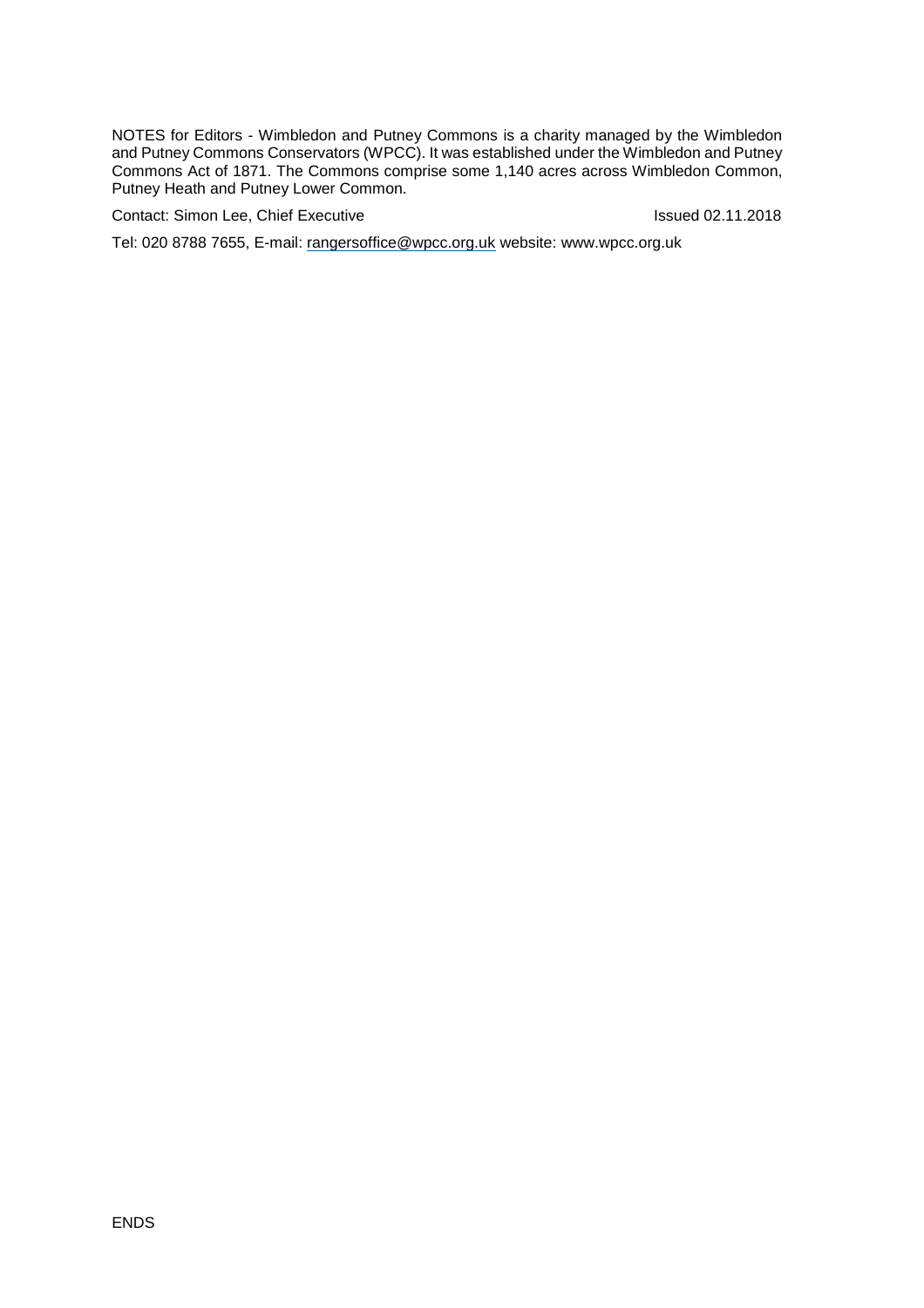NOTES for Editors - Wimbledon and Putney Commons is a charity managed by the Wimbledon and Putney Commons Conservators (WPCC). It was established under the Wimbledon and Putney Commons Act of 1871. The Commons comprise some 1,140 acres across Wimbledon Common, Putney Heath and Putney Lower Common.

Contact: Simon Lee, Chief Executive Issued 02.11.2018

Tel: 020 8788 7655, E-mail: rangersoffice@wpcc.org.uk website: www.wpcc.org.uk

ENDS